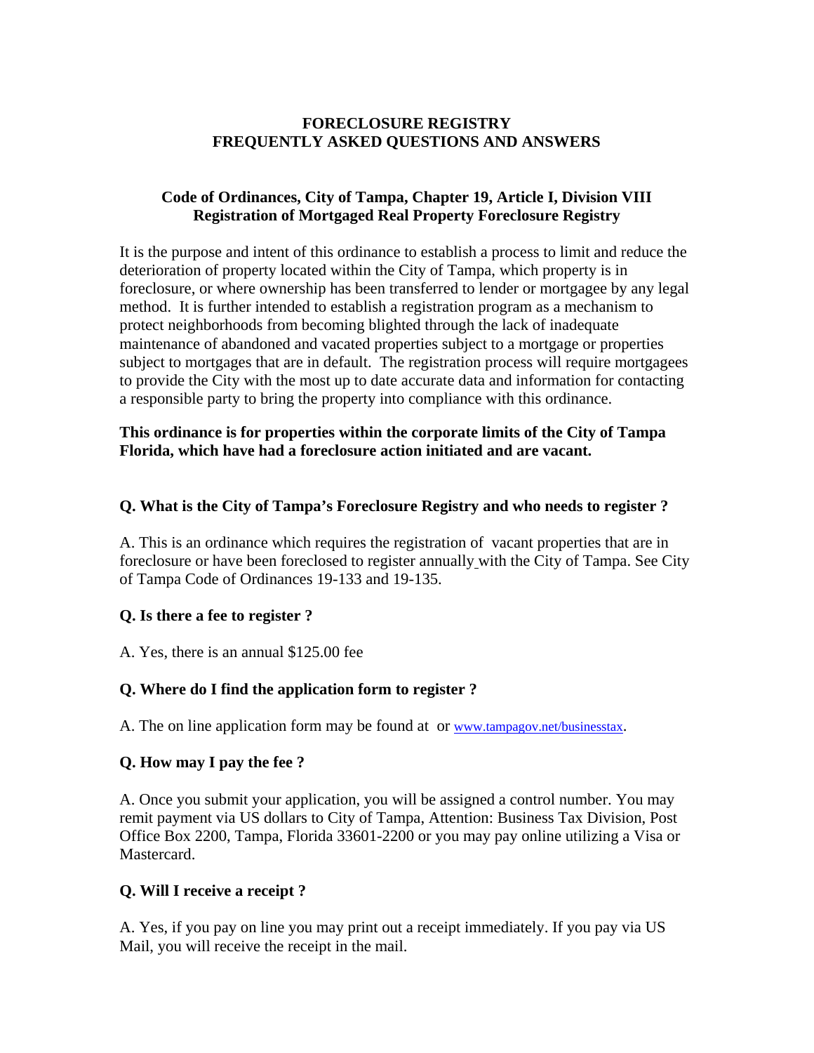# FORECLOSURE REGISTRY
# FREQUENTLY ASKED QUESTIONS AND ANSWERS

## Code of Ordinances, City of Tampa, Chapter 19, Article I, Division VIII Registration of Mortgaged Real Property Foreclosure Registry

It is the purpose and intent of this ordinance to establish a process to limit and reduce the deterioration of property located within the City of Tampa, which property is in foreclosure, or where ownership has been transferred to lender or mortgagee by any legal method. It is further intended to establish a registration program as a mechanism to protect neighborhoods from becoming blighted through the lack of inadequate maintenance of abandoned and vacated properties subject to a mortgage or properties subject to mortgages that are in default. The registration process will require mortgagees to provide the City with the most up to date accurate data and information for contacting a responsible party to bring the property into compliance with this ordinance.

**This ordinance is for properties within the corporate limits of the City of Tampa Florida, which have had a foreclosure action initiated and are vacant.**

**Q. What is the City of Tampa's Foreclosure Registry and who needs to register ?**

A. This is an ordinance which requires the registration of vacant properties that are in foreclosure or have been foreclosed to register annually with the City of Tampa. See City of Tampa Code of Ordinances 19-133 and 19-135.

**Q. Is there a fee to register ?**

A. Yes, there is an annual $125.00 fee

**Q. Where do I find the application form to register ?**

A. The on line application form may be found at or www.tampagov.net/businesstax.

**Q. How may I pay the fee ?**

A. Once you submit your application, you will be assigned a control number. You may remit payment via US dollars to City of Tampa, Attention: Business Tax Division, Post Office Box 2200, Tampa, Florida 33601-2200 or you may pay online utilizing a Visa or Mastercard.

**Q. Will I receive a receipt ?**

A. Yes, if you pay on line you may print out a receipt immediately. If you pay via US Mail, you will receive the receipt in the mail.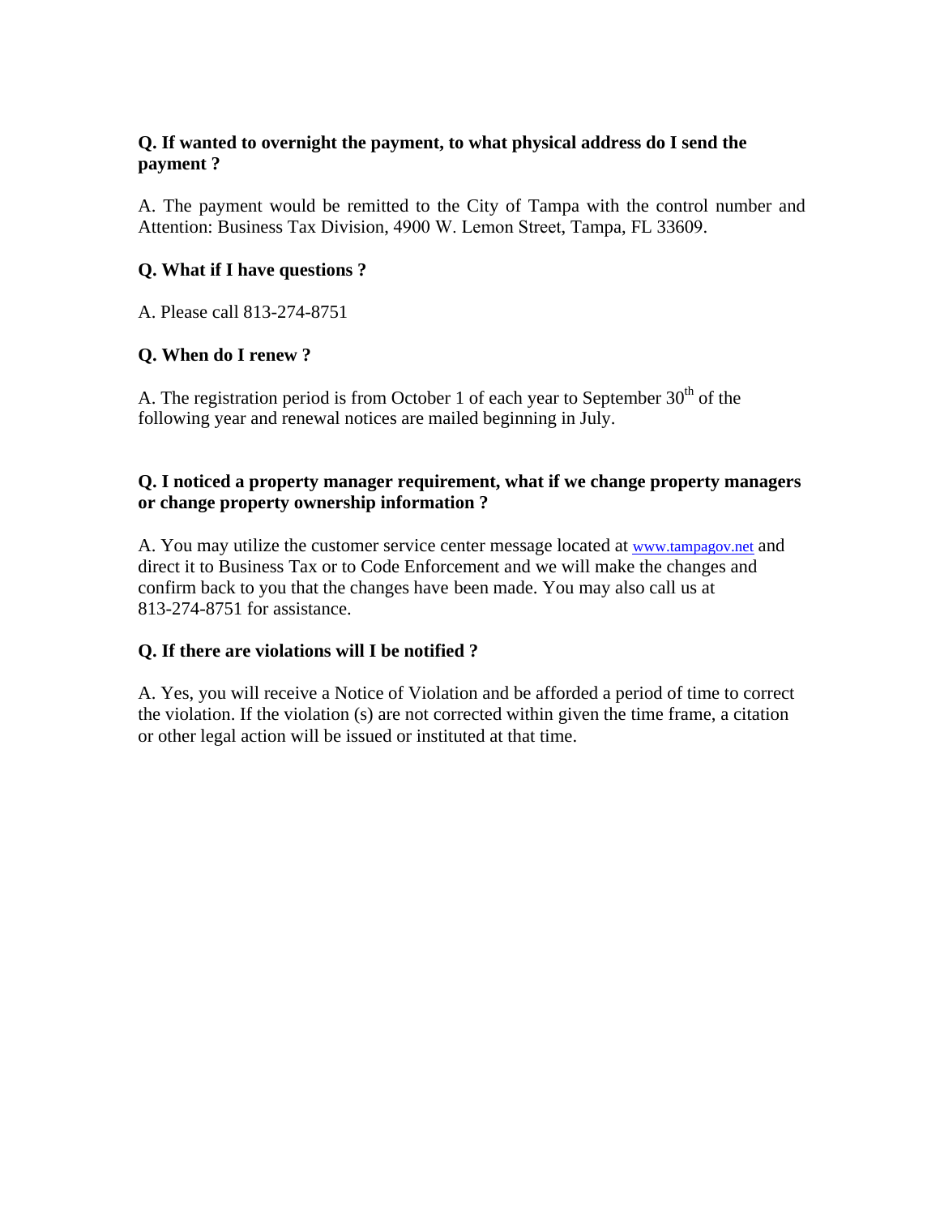**Q. If wanted to overnight the payment, to what physical address do I send the payment ?**

A. The payment would be remitted to the City of Tampa with the control number and Attention: Business Tax Division, 4900 W. Lemon Street, Tampa, FL 33609.

**Q. What if I have questions ?**

A. Please call 813-274-8751

**Q. When do I renew ?**

A. The registration period is from October 1 of each year to September 30th of the following year and renewal notices are mailed beginning in July.

**Q. I noticed a property manager requirement, what if we change property managers or change property ownership information ?**

A. You may utilize the customer service center message located at www.tampagov.net and direct it to Business Tax or to Code Enforcement and we will make the changes and confirm back to you that the changes have been made. You may also call us at 813-274-8751 for assistance.

**Q. If there are violations will I be notified ?**

A. Yes, you will receive a Notice of Violation and be afforded a period of time to correct the violation. If the violation (s) are not corrected within given the time frame, a citation or other legal action will be issued or instituted at that time.